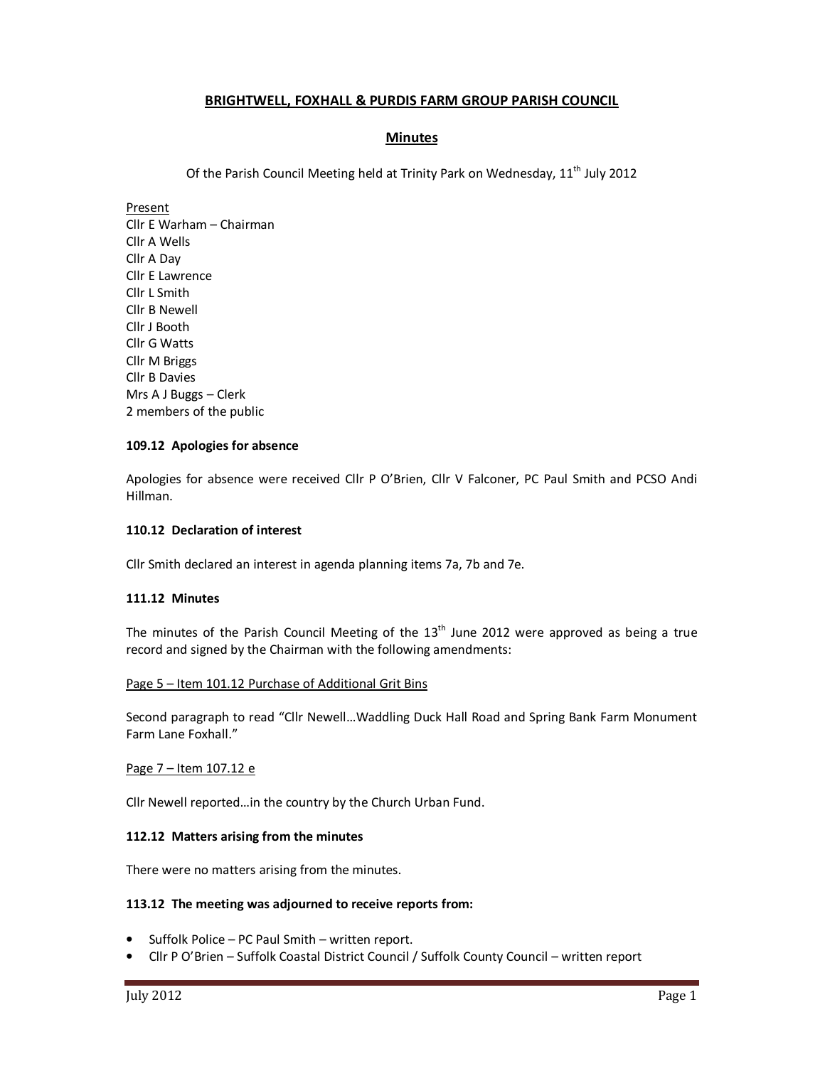# BRIGHTWELL, FOXHALL & PURDIS FARM GROUP PARISH COUNCIL

## Minutes

Of the Parish Council Meeting held at Trinity Park on Wednesday, 11th July 2012

Present
Cllr E Warham – Chairman
Cllr A Wells
Cllr A Day
Cllr E Lawrence
Cllr L Smith
Cllr B Newell
Cllr J Booth
Cllr G Watts
Cllr M Briggs
Cllr B Davies
Mrs A J Buggs – Clerk
2 members of the public

### 109.12 Apologies for absence

Apologies for absence were received Cllr P O'Brien, Cllr V Falconer, PC Paul Smith and PCSO Andi Hillman.

### 110.12 Declaration of interest

Cllr Smith declared an interest in agenda planning items 7a, 7b and 7e.

### 111.12 Minutes

The minutes of the Parish Council Meeting of the 13th June 2012 were approved as being a true record and signed by the Chairman with the following amendments:

Page 5 – Item 101.12 Purchase of Additional Grit Bins

Second paragraph to read "Cllr Newell…Waddling Duck Hall Road and Spring Bank Farm Monument Farm Lane Foxhall."

Page 7 – Item 107.12 e

Cllr Newell reported…in the country by the Church Urban Fund.

### 112.12 Matters arising from the minutes

There were no matters arising from the minutes.

### 113.12 The meeting was adjourned to receive reports from:

- Suffolk Police – PC Paul Smith – written report.
- Cllr P O'Brien – Suffolk Coastal District Council / Suffolk County Council – written report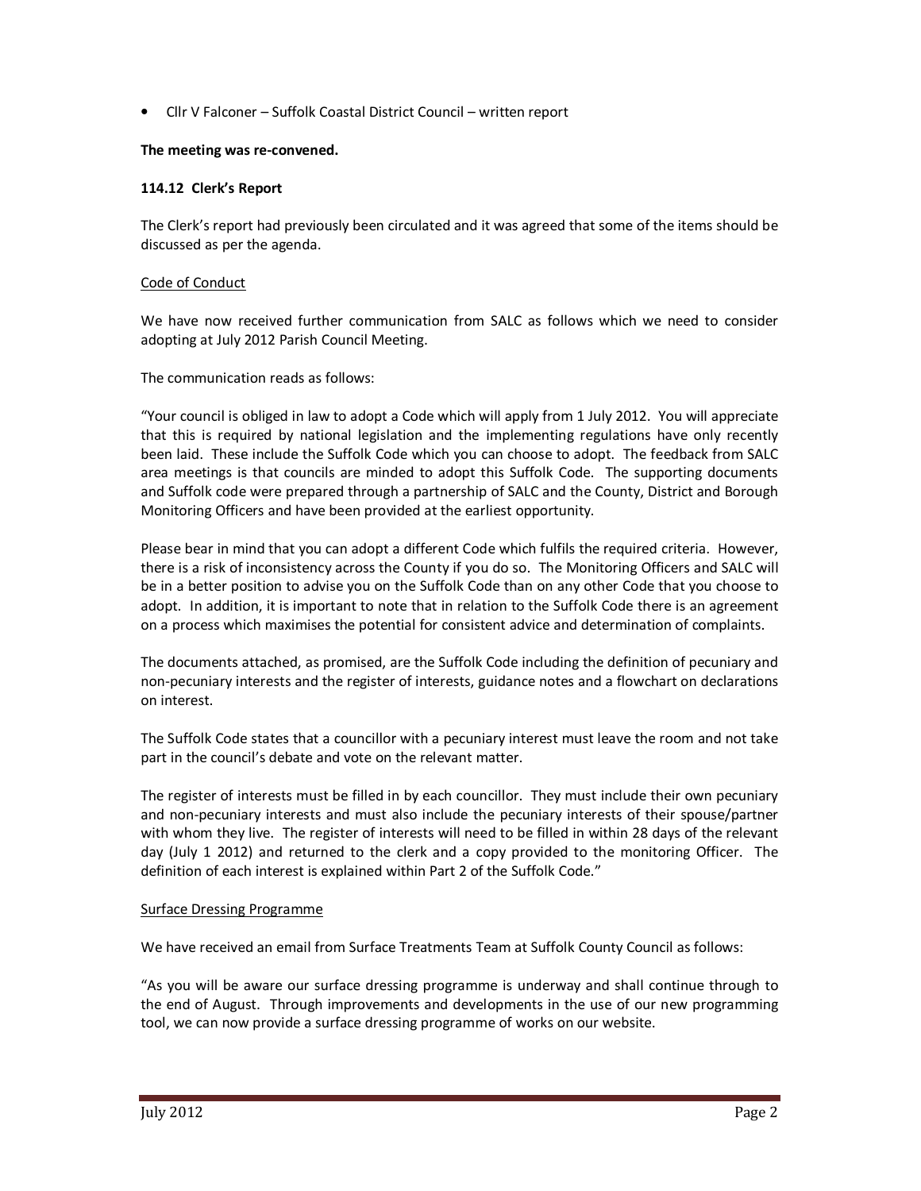- Cllr V Falconer – Suffolk Coastal District Council – written report

**The meeting was re-convened.**

**114.12 Clerk's Report**

The Clerk's report had previously been circulated and it was agreed that some of the items should be discussed as per the agenda.

Code of Conduct

We have now received further communication from SALC as follows which we need to consider adopting at July 2012 Parish Council Meeting.

The communication reads as follows:

"Your council is obliged in law to adopt a Code which will apply from 1 July 2012. You will appreciate that this is required by national legislation and the implementing regulations have only recently been laid. These include the Suffolk Code which you can choose to adopt. The feedback from SALC area meetings is that councils are minded to adopt this Suffolk Code. The supporting documents and Suffolk code were prepared through a partnership of SALC and the County, District and Borough Monitoring Officers and have been provided at the earliest opportunity.

Please bear in mind that you can adopt a different Code which fulfils the required criteria. However, there is a risk of inconsistency across the County if you do so. The Monitoring Officers and SALC will be in a better position to advise you on the Suffolk Code than on any other Code that you choose to adopt. In addition, it is important to note that in relation to the Suffolk Code there is an agreement on a process which maximises the potential for consistent advice and determination of complaints.

The documents attached, as promised, are the Suffolk Code including the definition of pecuniary and non-pecuniary interests and the register of interests, guidance notes and a flowchart on declarations on interest.

The Suffolk Code states that a councillor with a pecuniary interest must leave the room and not take part in the council's debate and vote on the relevant matter.

The register of interests must be filled in by each councillor. They must include their own pecuniary and non-pecuniary interests and must also include the pecuniary interests of their spouse/partner with whom they live. The register of interests will need to be filled in within 28 days of the relevant day (July 1 2012) and returned to the clerk and a copy provided to the monitoring Officer. The definition of each interest is explained within Part 2 of the Suffolk Code."

Surface Dressing Programme

We have received an email from Surface Treatments Team at Suffolk County Council as follows:

"As you will be aware our surface dressing programme is underway and shall continue through to the end of August. Through improvements and developments in the use of our new programming tool, we can now provide a surface dressing programme of works on our website.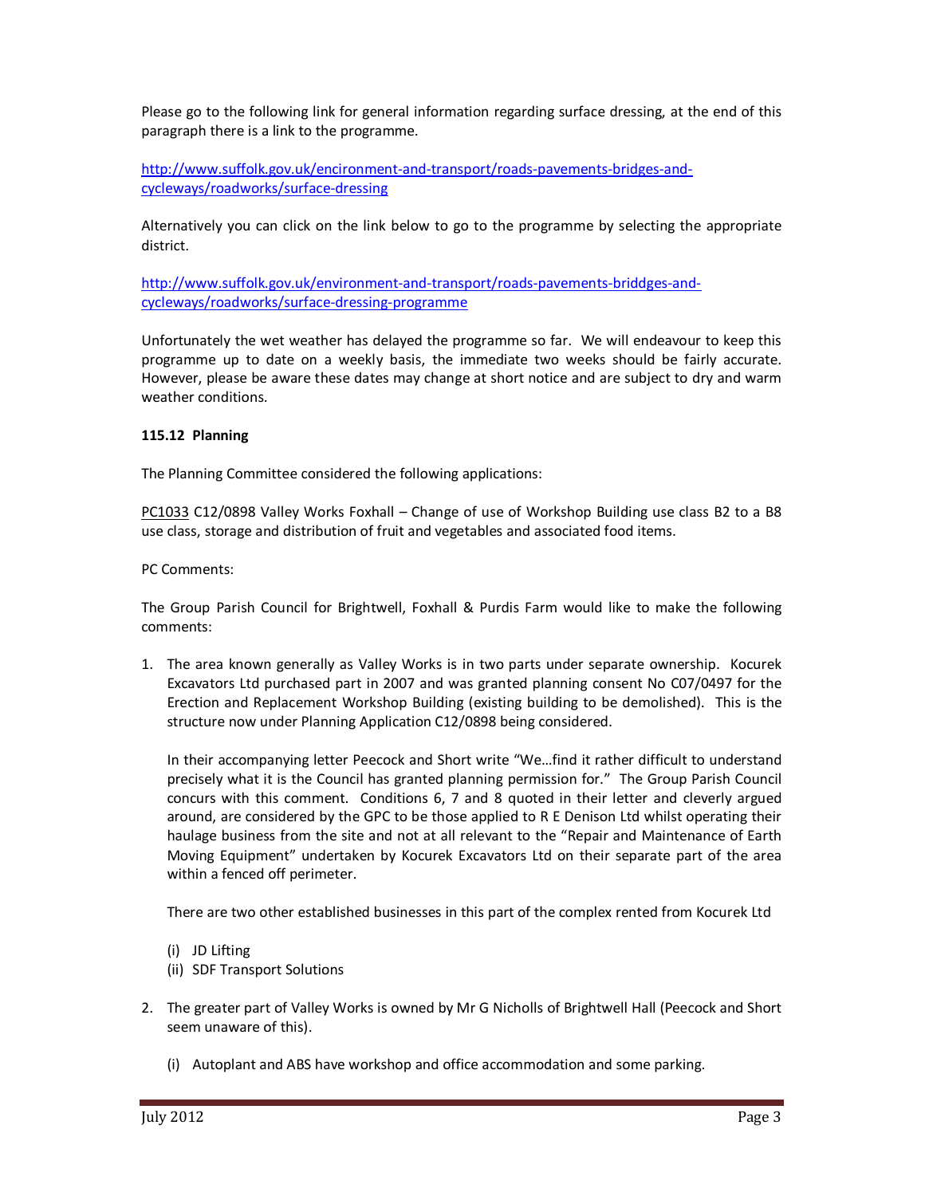Please go to the following link for general information regarding surface dressing, at the end of this paragraph there is a link to the programme.

http://www.suffolk.gov.uk/encironment-and-transport/roads-pavements-bridges-and-cycleways/roadworks/surface-dressing

Alternatively you can click on the link below to go to the programme by selecting the appropriate district.

http://www.suffolk.gov.uk/environment-and-transport/roads-pavements-briddges-and-cycleways/roadworks/surface-dressing-programme

Unfortunately the wet weather has delayed the programme so far. We will endeavour to keep this programme up to date on a weekly basis, the immediate two weeks should be fairly accurate. However, please be aware these dates may change at short notice and are subject to dry and warm weather conditions.

**115.12 Planning**

The Planning Committee considered the following applications:

PC1033 C12/0898 Valley Works Foxhall – Change of use of Workshop Building use class B2 to a B8 use class, storage and distribution of fruit and vegetables and associated food items.

PC Comments:

The Group Parish Council for Brightwell, Foxhall & Purdis Farm would like to make the following comments:

1. The area known generally as Valley Works is in two parts under separate ownership. Kocurek Excavators Ltd purchased part in 2007 and was granted planning consent No C07/0497 for the Erection and Replacement Workshop Building (existing building to be demolished). This is the structure now under Planning Application C12/0898 being considered.

   In their accompanying letter Peecock and Short write "We…find it rather difficult to understand precisely what it is the Council has granted planning permission for." The Group Parish Council concurs with this comment. Conditions 6, 7 and 8 quoted in their letter and cleverly argued around, are considered by the GPC to be those applied to R E Denison Ltd whilst operating their haulage business from the site and not at all relevant to the "Repair and Maintenance of Earth Moving Equipment" undertaken by Kocurek Excavators Ltd on their separate part of the area within a fenced off perimeter.

   There are two other established businesses in this part of the complex rented from Kocurek Ltd

   (i) JD Lifting
   (ii) SDF Transport Solutions

2. The greater part of Valley Works is owned by Mr G Nicholls of Brightwell Hall (Peecock and Short seem unaware of this).

   (i) Autoplant and ABS have workshop and office accommodation and some parking.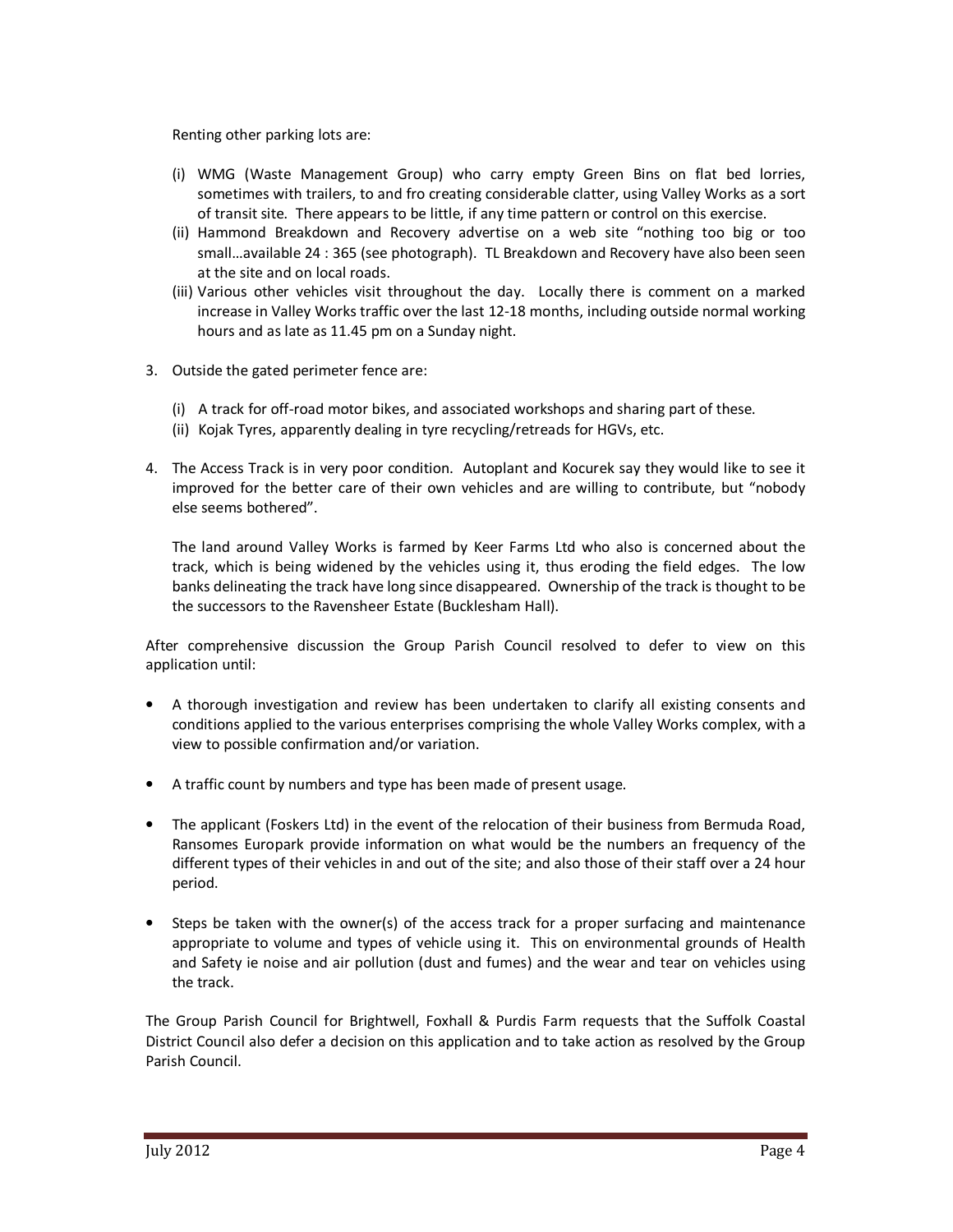Renting other parking lots are:

(i) WMG (Waste Management Group) who carry empty Green Bins on flat bed lorries, sometimes with trailers, to and fro creating considerable clatter, using Valley Works as a sort of transit site. There appears to be little, if any time pattern or control on this exercise.
(ii) Hammond Breakdown and Recovery advertise on a web site "nothing too big or too small…available 24 : 365 (see photograph). TL Breakdown and Recovery have also been seen at the site and on local roads.
(iii) Various other vehicles visit throughout the day. Locally there is comment on a marked increase in Valley Works traffic over the last 12-18 months, including outside normal working hours and as late as 11.45 pm on a Sunday night.

3. Outside the gated perimeter fence are:

   (i) A track for off-road motor bikes, and associated workshops and sharing part of these.
   (ii) Kojak Tyres, apparently dealing in tyre recycling/retreads for HGVs, etc.

4. The Access Track is in very poor condition. Autoplant and Kocurek say they would like to see it improved for the better care of their own vehicles and are willing to contribute, but "nobody else seems bothered".

   The land around Valley Works is farmed by Keer Farms Ltd who also is concerned about the track, which is being widened by the vehicles using it, thus eroding the field edges. The low banks delineating the track have long since disappeared. Ownership of the track is thought to be the successors to the Ravensheer Estate (Bucklesham Hall).

After comprehensive discussion the Group Parish Council resolved to defer to view on this application until:

- A thorough investigation and review has been undertaken to clarify all existing consents and conditions applied to the various enterprises comprising the whole Valley Works complex, with a view to possible confirmation and/or variation.
- A traffic count by numbers and type has been made of present usage.
- The applicant (Foskers Ltd) in the event of the relocation of their business from Bermuda Road, Ransomes Europark provide information on what would be the numbers an frequency of the different types of their vehicles in and out of the site; and also those of their staff over a 24 hour period.
- Steps be taken with the owner(s) of the access track for a proper surfacing and maintenance appropriate to volume and types of vehicle using it. This on environmental grounds of Health and Safety ie noise and air pollution (dust and fumes) and the wear and tear on vehicles using the track.

The Group Parish Council for Brightwell, Foxhall & Purdis Farm requests that the Suffolk Coastal District Council also defer a decision on this application and to take action as resolved by the Group Parish Council.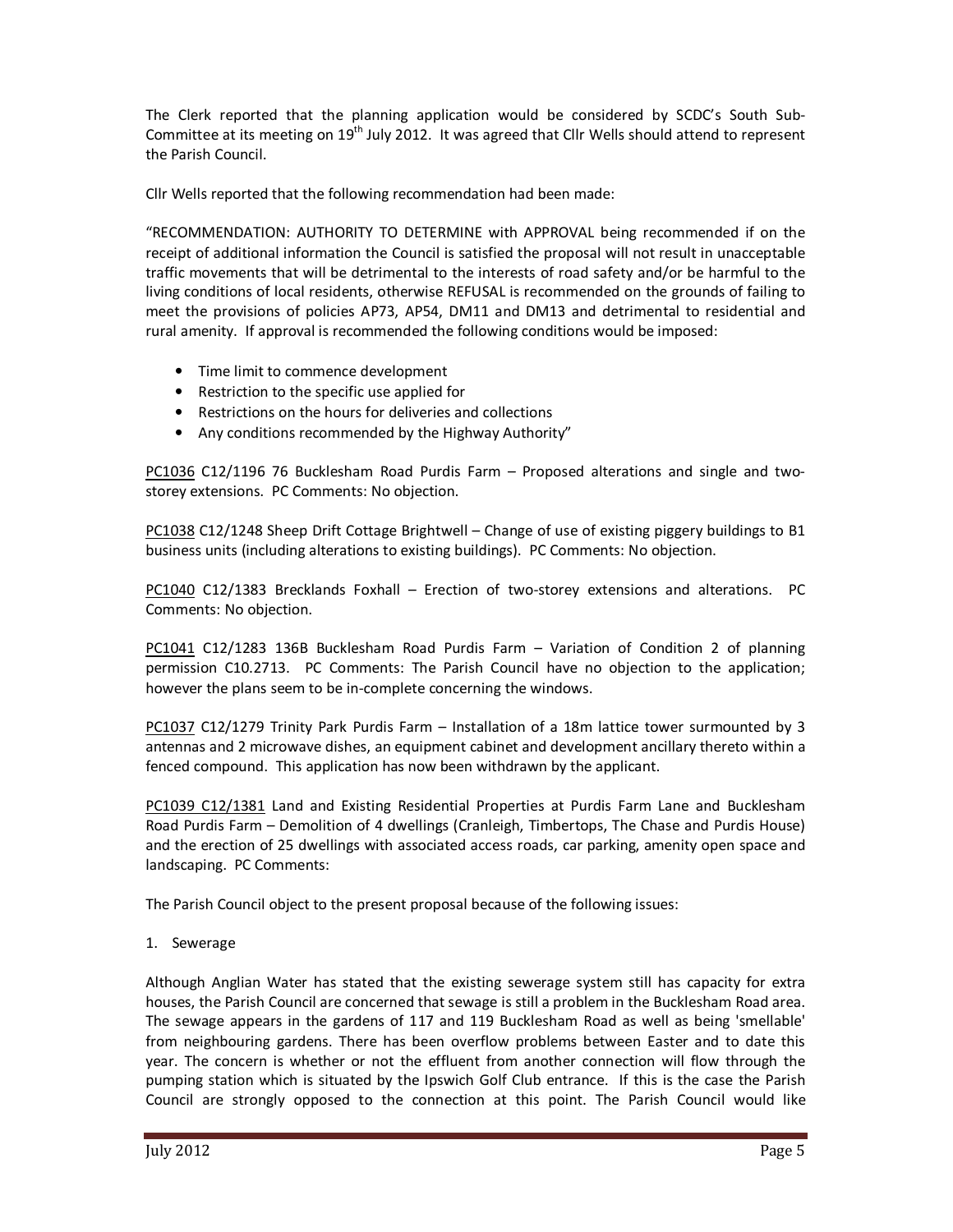The Clerk reported that the planning application would be considered by SCDC's South Sub-Committee at its meeting on 19th July 2012. It was agreed that Cllr Wells should attend to represent the Parish Council.

Cllr Wells reported that the following recommendation had been made:

"RECOMMENDATION: AUTHORITY TO DETERMINE with APPROVAL being recommended if on the receipt of additional information the Council is satisfied the proposal will not result in unacceptable traffic movements that will be detrimental to the interests of road safety and/or be harmful to the living conditions of local residents, otherwise REFUSAL is recommended on the grounds of failing to meet the provisions of policies AP73, AP54, DM11 and DM13 and detrimental to residential and rural amenity. If approval is recommended the following conditions would be imposed:

- Time limit to commence development
- Restriction to the specific use applied for
- Restrictions on the hours for deliveries and collections
- Any conditions recommended by the Highway Authority"

PC1036 C12/1196 76 Bucklesham Road Purdis Farm – Proposed alterations and single and two-storey extensions. PC Comments: No objection.

PC1038 C12/1248 Sheep Drift Cottage Brightwell – Change of use of existing piggery buildings to B1 business units (including alterations to existing buildings). PC Comments: No objection.

PC1040 C12/1383 Brecklands Foxhall – Erection of two-storey extensions and alterations. PC Comments: No objection.

PC1041 C12/1283 136B Bucklesham Road Purdis Farm – Variation of Condition 2 of planning permission C10.2713. PC Comments: The Parish Council have no objection to the application; however the plans seem to be in-complete concerning the windows.

PC1037 C12/1279 Trinity Park Purdis Farm – Installation of a 18m lattice tower surmounted by 3 antennas and 2 microwave dishes, an equipment cabinet and development ancillary thereto within a fenced compound. This application has now been withdrawn by the applicant.

PC1039 C12/1381 Land and Existing Residential Properties at Purdis Farm Lane and Bucklesham Road Purdis Farm – Demolition of 4 dwellings (Cranleigh, Timbertops, The Chase and Purdis House) and the erection of 25 dwellings with associated access roads, car parking, amenity open space and landscaping. PC Comments:

The Parish Council object to the present proposal because of the following issues:

1. Sewerage

Although Anglian Water has stated that the existing sewerage system still has capacity for extra houses, the Parish Council are concerned that sewage is still a problem in the Bucklesham Road area. The sewage appears in the gardens of 117 and 119 Bucklesham Road as well as being 'smellable' from neighbouring gardens. There has been overflow problems between Easter and to date this year. The concern is whether or not the effluent from another connection will flow through the pumping station which is situated by the Ipswich Golf Club entrance. If this is the case the Parish Council are strongly opposed to the connection at this point. The Parish Council would like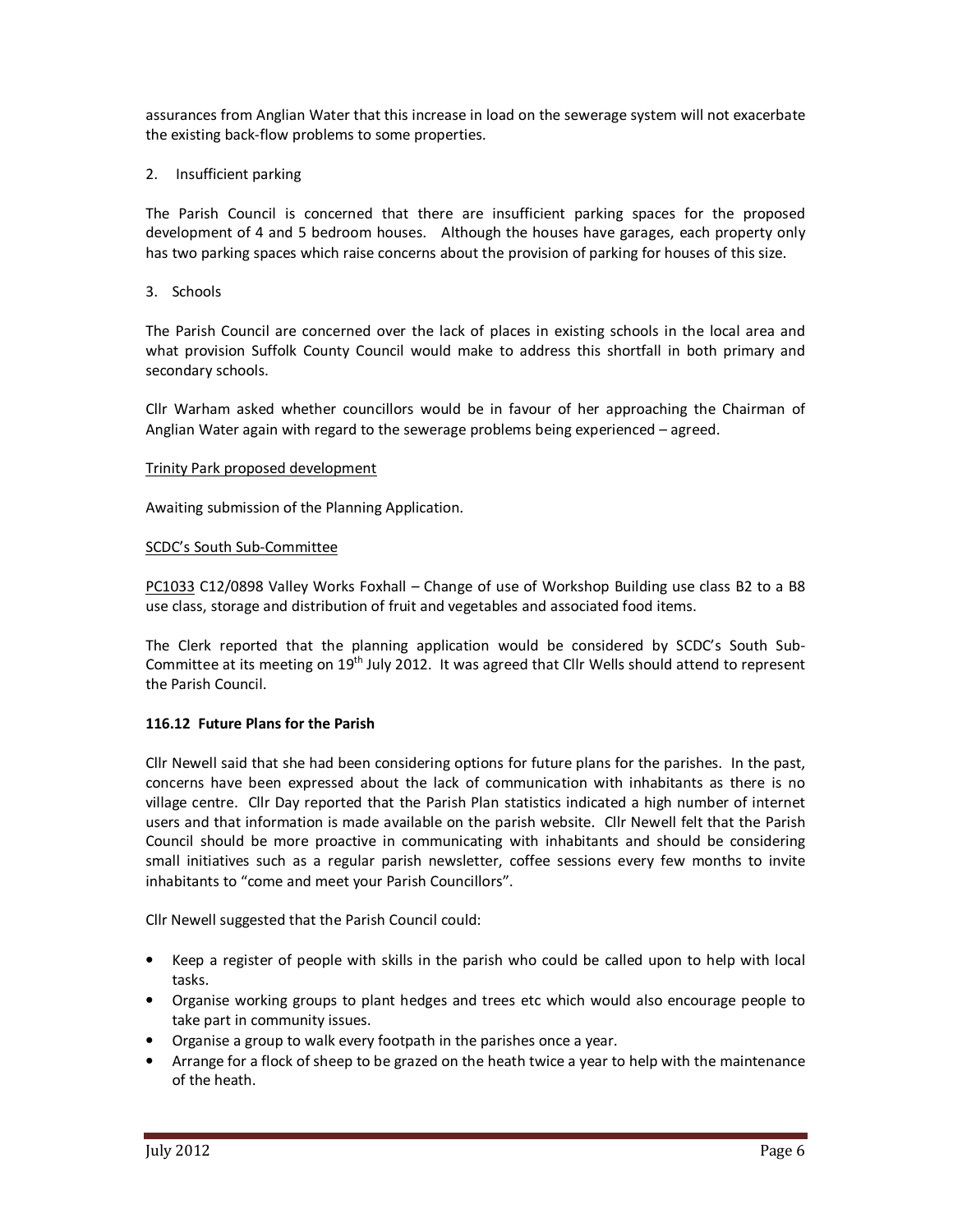assurances from Anglian Water that this increase in load on the sewerage system will not exacerbate the existing back-flow problems to some properties.

2. Insufficient parking

The Parish Council is concerned that there are insufficient parking spaces for the proposed development of 4 and 5 bedroom houses. Although the houses have garages, each property only has two parking spaces which raise concerns about the provision of parking for houses of this size.

3. Schools

The Parish Council are concerned over the lack of places in existing schools in the local area and what provision Suffolk County Council would make to address this shortfall in both primary and secondary schools.

Cllr Warham asked whether councillors would be in favour of her approaching the Chairman of Anglian Water again with regard to the sewerage problems being experienced – agreed.

Trinity Park proposed development

Awaiting submission of the Planning Application.

SCDC's South Sub-Committee

PC1033 C12/0898 Valley Works Foxhall – Change of use of Workshop Building use class B2 to a B8 use class, storage and distribution of fruit and vegetables and associated food items.

The Clerk reported that the planning application would be considered by SCDC's South Sub-Committee at its meeting on 19th July 2012. It was agreed that Cllr Wells should attend to represent the Parish Council.

**116.12 Future Plans for the Parish**

Cllr Newell said that she had been considering options for future plans for the parishes. In the past, concerns have been expressed about the lack of communication with inhabitants as there is no village centre. Cllr Day reported that the Parish Plan statistics indicated a high number of internet users and that information is made available on the parish website. Cllr Newell felt that the Parish Council should be more proactive in communicating with inhabitants and should be considering small initiatives such as a regular parish newsletter, coffee sessions every few months to invite inhabitants to "come and meet your Parish Councillors".

Cllr Newell suggested that the Parish Council could:

- Keep a register of people with skills in the parish who could be called upon to help with local tasks.
- Organise working groups to plant hedges and trees etc which would also encourage people to take part in community issues.
- Organise a group to walk every footpath in the parishes once a year.
- Arrange for a flock of sheep to be grazed on the heath twice a year to help with the maintenance of the heath.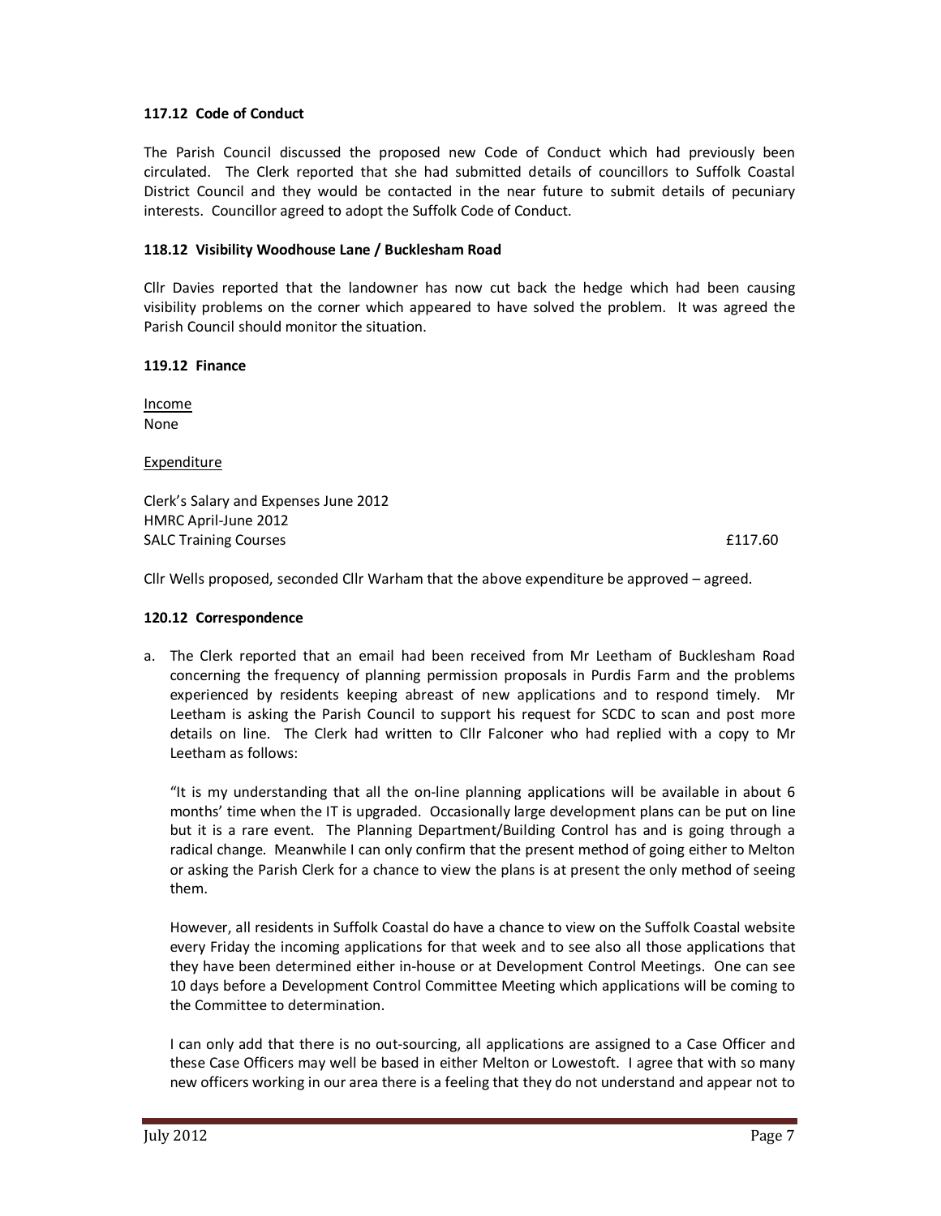**117.12 Code of Conduct**

The Parish Council discussed the proposed new Code of Conduct which had previously been circulated. The Clerk reported that she had submitted details of councillors to Suffolk Coastal District Council and they would be contacted in the near future to submit details of pecuniary interests. Councillor agreed to adopt the Suffolk Code of Conduct.

**118.12 Visibility Woodhouse Lane / Bucklesham Road**

Cllr Davies reported that the landowner has now cut back the hedge which had been causing visibility problems on the corner which appeared to have solved the problem. It was agreed the Parish Council should monitor the situation.

**119.12 Finance**

Income
None

Expenditure

| | |
|---|---|
| Clerk's Salary and Expenses June 2012 | |
| HMRC April-June 2012 | |
| SALC Training Courses | £117.60 |

Cllr Wells proposed, seconded Cllr Warham that the above expenditure be approved – agreed.

**120.12 Correspondence**

a. The Clerk reported that an email had been received from Mr Leetham of Bucklesham Road concerning the frequency of planning permission proposals in Purdis Farm and the problems experienced by residents keeping abreast of new applications and to respond timely. Mr Leetham is asking the Parish Council to support his request for SCDC to scan and post more details on line. The Clerk had written to Cllr Falconer who had replied with a copy to Mr Leetham as follows:

   "It is my understanding that all the on-line planning applications will be available in about 6 months' time when the IT is upgraded. Occasionally large development plans can be put on line but it is a rare event. The Planning Department/Building Control has and is going through a radical change. Meanwhile I can only confirm that the present method of going either to Melton or asking the Parish Clerk for a chance to view the plans is at present the only method of seeing them.

   However, all residents in Suffolk Coastal do have a chance to view on the Suffolk Coastal website every Friday the incoming applications for that week and to see also all those applications that they have been determined either in-house or at Development Control Meetings. One can see 10 days before a Development Control Committee Meeting which applications will be coming to the Committee to determination.

   I can only add that there is no out-sourcing, all applications are assigned to a Case Officer and these Case Officers may well be based in either Melton or Lowestoft. I agree that with so many new officers working in our area there is a feeling that they do not understand and appear not to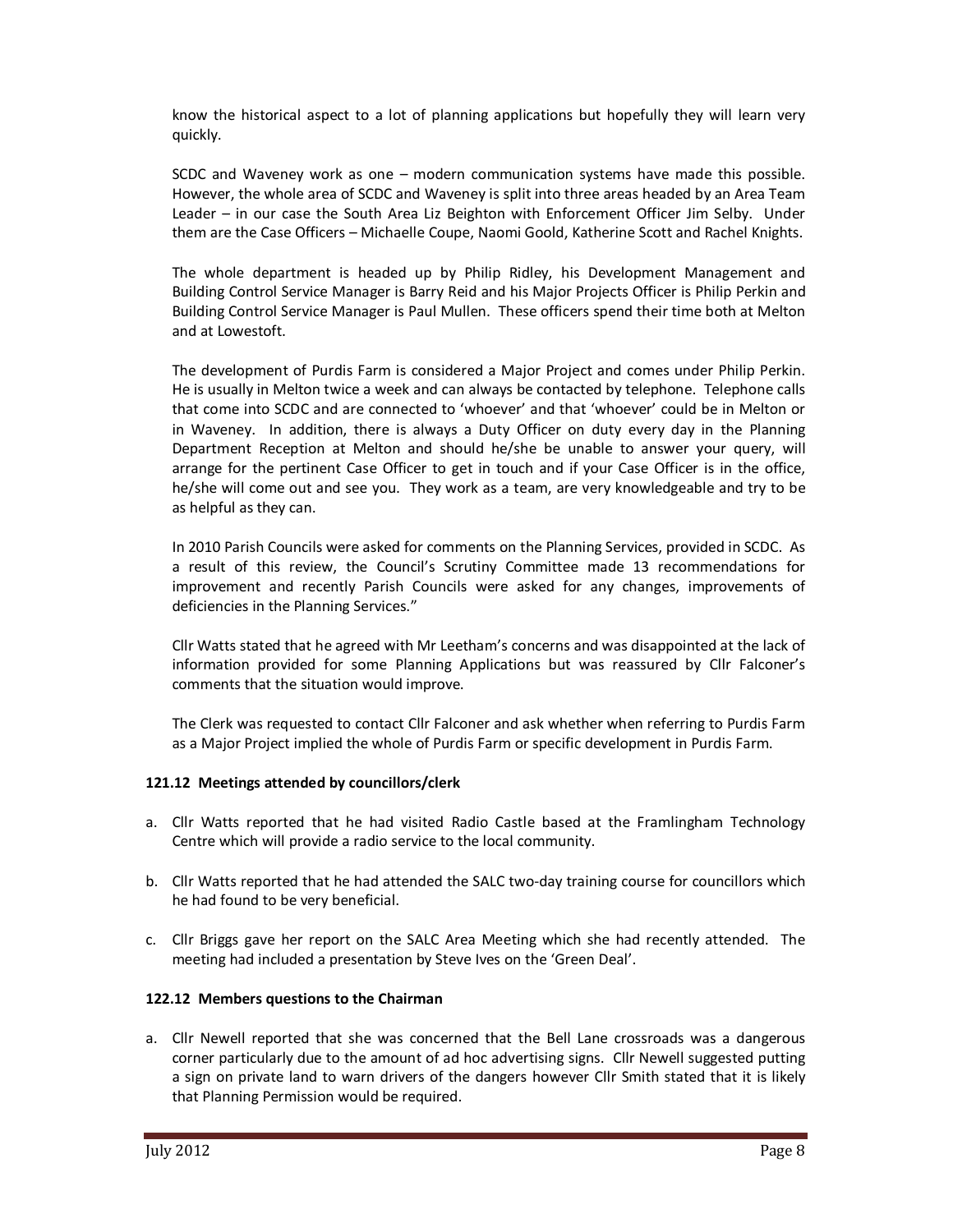know the historical aspect to a lot of planning applications but hopefully they will learn very quickly.

SCDC and Waveney work as one – modern communication systems have made this possible. However, the whole area of SCDC and Waveney is split into three areas headed by an Area Team Leader – in our case the South Area Liz Beighton with Enforcement Officer Jim Selby. Under them are the Case Officers – Michaelle Coupe, Naomi Goold, Katherine Scott and Rachel Knights.

The whole department is headed up by Philip Ridley, his Development Management and Building Control Service Manager is Barry Reid and his Major Projects Officer is Philip Perkin and Building Control Service Manager is Paul Mullen. These officers spend their time both at Melton and at Lowestoft.

The development of Purdis Farm is considered a Major Project and comes under Philip Perkin. He is usually in Melton twice a week and can always be contacted by telephone. Telephone calls that come into SCDC and are connected to 'whoever' and that 'whoever' could be in Melton or in Waveney. In addition, there is always a Duty Officer on duty every day in the Planning Department Reception at Melton and should he/she be unable to answer your query, will arrange for the pertinent Case Officer to get in touch and if your Case Officer is in the office, he/she will come out and see you. They work as a team, are very knowledgeable and try to be as helpful as they can.

In 2010 Parish Councils were asked for comments on the Planning Services, provided in SCDC. As a result of this review, the Council's Scrutiny Committee made 13 recommendations for improvement and recently Parish Councils were asked for any changes, improvements of deficiencies in the Planning Services."

Cllr Watts stated that he agreed with Mr Leetham's concerns and was disappointed at the lack of information provided for some Planning Applications but was reassured by Cllr Falconer's comments that the situation would improve.

The Clerk was requested to contact Cllr Falconer and ask whether when referring to Purdis Farm as a Major Project implied the whole of Purdis Farm or specific development in Purdis Farm.

**121.12 Meetings attended by councillors/clerk**

a. Cllr Watts reported that he had visited Radio Castle based at the Framlingham Technology Centre which will provide a radio service to the local community.

b. Cllr Watts reported that he had attended the SALC two-day training course for councillors which he had found to be very beneficial.

c. Cllr Briggs gave her report on the SALC Area Meeting which she had recently attended. The meeting had included a presentation by Steve Ives on the 'Green Deal'.

**122.12 Members questions to the Chairman**

a. Cllr Newell reported that she was concerned that the Bell Lane crossroads was a dangerous corner particularly due to the amount of ad hoc advertising signs. Cllr Newell suggested putting a sign on private land to warn drivers of the dangers however Cllr Smith stated that it is likely that Planning Permission would be required.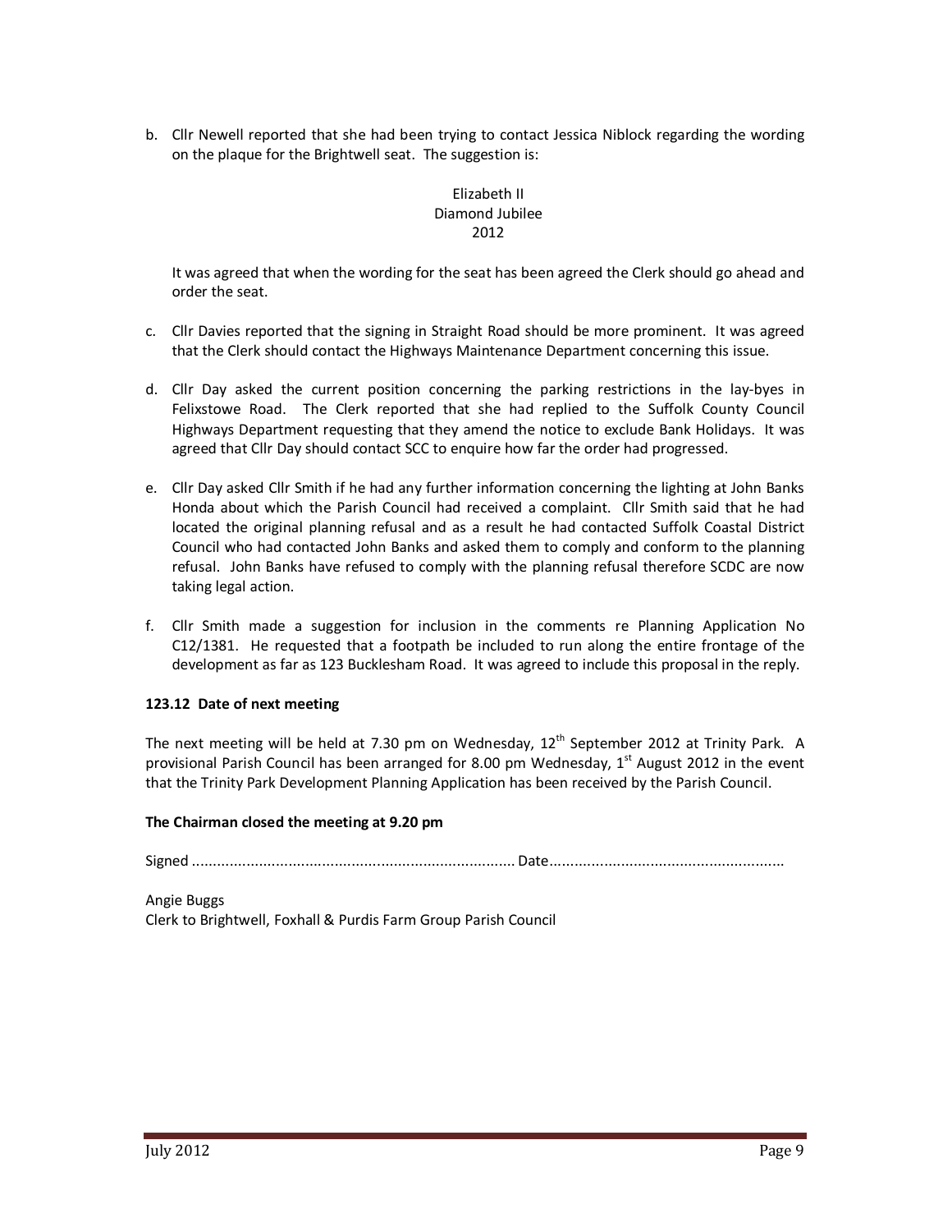b. Cllr Newell reported that she had been trying to contact Jessica Niblock regarding the wording on the plaque for the Brightwell seat. The suggestion is:

   Elizabeth II
   Diamond Jubilee
   2012

   It was agreed that when the wording for the seat has been agreed the Clerk should go ahead and order the seat.

c. Cllr Davies reported that the signing in Straight Road should be more prominent. It was agreed that the Clerk should contact the Highways Maintenance Department concerning this issue.

d. Cllr Day asked the current position concerning the parking restrictions in the lay-byes in Felixstowe Road. The Clerk reported that she had replied to the Suffolk County Council Highways Department requesting that they amend the notice to exclude Bank Holidays. It was agreed that Cllr Day should contact SCC to enquire how far the order had progressed.

e. Cllr Day asked Cllr Smith if he had any further information concerning the lighting at John Banks Honda about which the Parish Council had received a complaint. Cllr Smith said that he had located the original planning refusal and as a result he had contacted Suffolk Coastal District Council who had contacted John Banks and asked them to comply and conform to the planning refusal. John Banks have refused to comply with the planning refusal therefore SCDC are now taking legal action.

f. Cllr Smith made a suggestion for inclusion in the comments re Planning Application No C12/1381. He requested that a footpath be included to run along the entire frontage of the development as far as 123 Bucklesham Road. It was agreed to include this proposal in the reply.

**123.12 Date of next meeting**

The next meeting will be held at 7.30 pm on Wednesday, 12th September 2012 at Trinity Park. A provisional Parish Council has been arranged for 8.00 pm Wednesday, 1st August 2012 in the event that the Trinity Park Development Planning Application has been received by the Parish Council.

**The Chairman closed the meeting at 9.20 pm**

Signed ............................................................................ Date........................................................

Angie Buggs
Clerk to Brightwell, Foxhall & Purdis Farm Group Parish Council